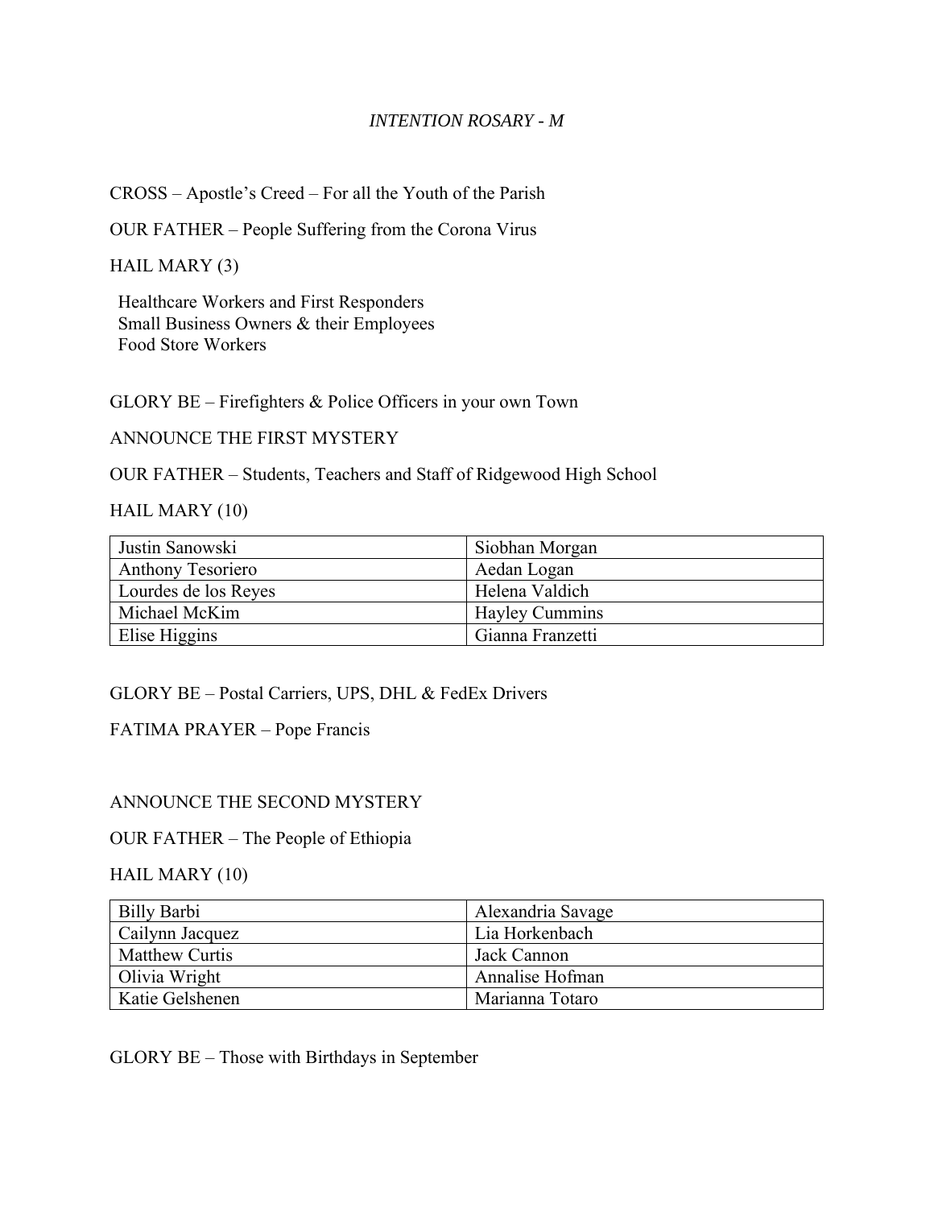*INTENTION ROSARY - M*

CROSS – Apostle's Creed – For all the Youth of the Parish

OUR FATHER – People Suffering from the Corona Virus

HAIL MARY (3)

Healthcare Workers and First Responders
Small Business Owners & their Employees
Food Store Workers

GLORY BE – Firefighters & Police Officers in your own Town

ANNOUNCE THE FIRST MYSTERY

OUR FATHER – Students, Teachers and Staff of Ridgewood High School

HAIL MARY (10)

| | |
|---|---|
| Justin Sanowski | Siobhan Morgan |
| Anthony Tesoriero | Aedan Logan |
| Lourdes de los Reyes | Helena Valdich |
| Michael McKim | Hayley Cummins |
| Elise Higgins | Gianna Franzetti |

GLORY BE – Postal Carriers, UPS, DHL & FedEx Drivers

FATIMA PRAYER – Pope Francis

ANNOUNCE THE SECOND MYSTERY

OUR FATHER – The People of Ethiopia

HAIL MARY (10)

| | |
|---|---|
| Billy Barbi | Alexandria Savage |
| Cailynn Jacquez | Lia Horkenbach |
| Matthew Curtis | Jack Cannon |
| Olivia Wright | Annalise Hofman |
| Katie Gelshenen | Marianna Totaro |

GLORY BE – Those with Birthdays in September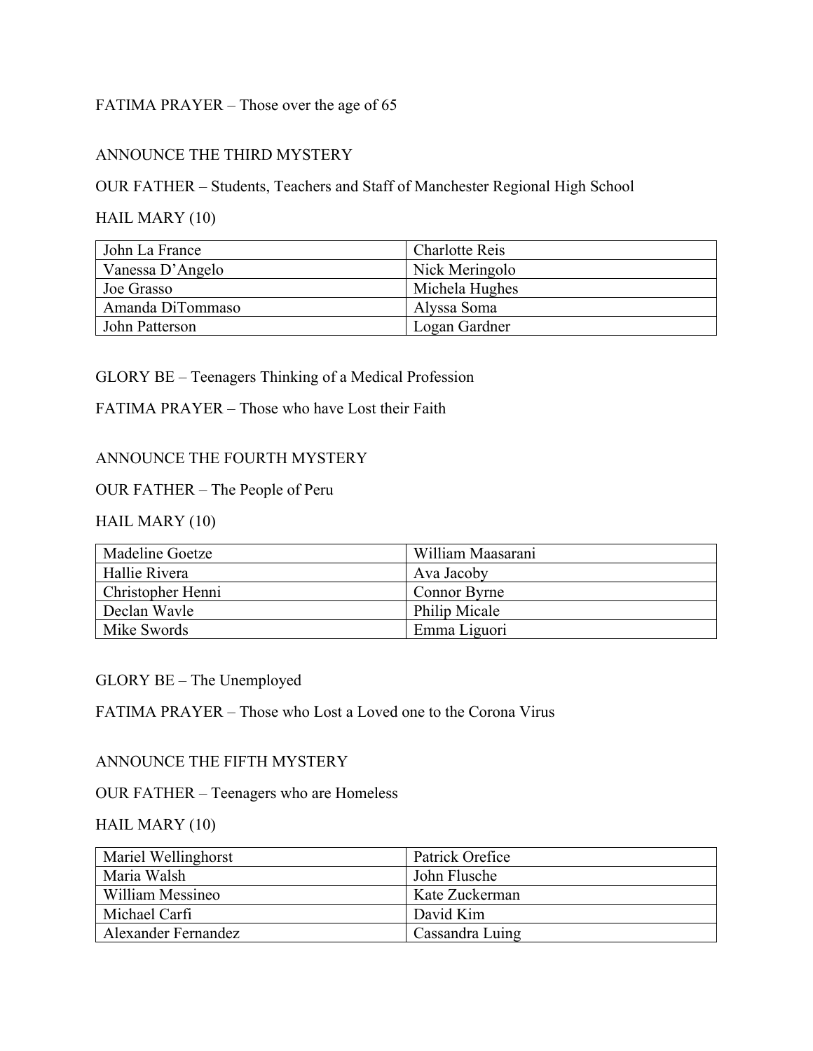FATIMA PRAYER – Those over the age of 65

ANNOUNCE THE THIRD MYSTERY

OUR FATHER – Students, Teachers and Staff of Manchester Regional High School

HAIL MARY (10)

| | |
|---|---|
| John La France | Charlotte Reis |
| Vanessa D'Angelo | Nick Meringolo |
| Joe Grasso | Michela Hughes |
| Amanda DiTommaso | Alyssa Soma |
| John Patterson | Logan Gardner |

GLORY BE – Teenagers Thinking of a Medical Profession

FATIMA PRAYER – Those who have Lost their Faith

ANNOUNCE THE FOURTH MYSTERY

OUR FATHER – The People of Peru

HAIL MARY (10)

| | |
|---|---|
| Madeline Goetze | William Maasarani |
| Hallie Rivera | Ava Jacoby |
| Christopher Henni | Connor Byrne |
| Declan Wavle | Philip Micale |
| Mike Swords | Emma Liguori |

GLORY BE – The Unemployed

FATIMA PRAYER – Those who Lost a Loved one to the Corona Virus

ANNOUNCE THE FIFTH MYSTERY

OUR FATHER – Teenagers who are Homeless

HAIL MARY (10)

| | |
|---|---|
| Mariel Wellinghorst | Patrick Orefice |
| Maria Walsh | John Flusche |
| William Messineo | Kate Zuckerman |
| Michael Carfi | David Kim |
| Alexander Fernandez | Cassandra Luing |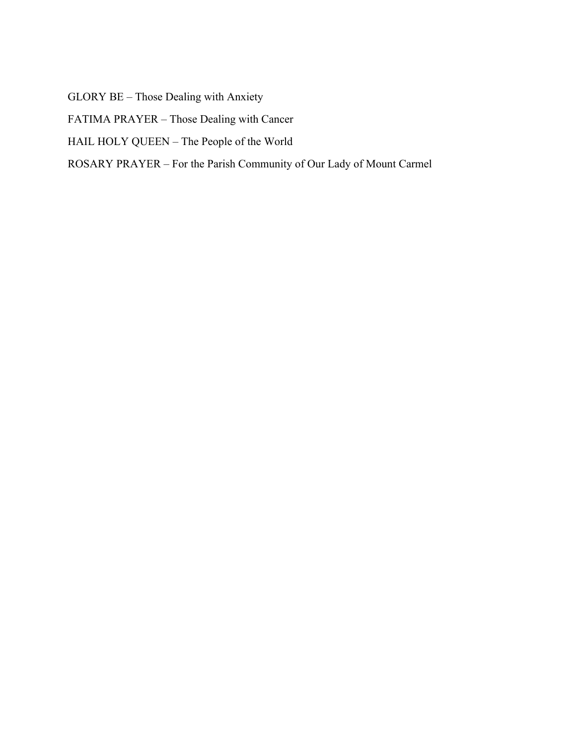GLORY BE – Those Dealing with Anxiety

FATIMA PRAYER – Those Dealing with Cancer

HAIL HOLY QUEEN – The People of the World

ROSARY PRAYER – For the Parish Community of Our Lady of Mount Carmel